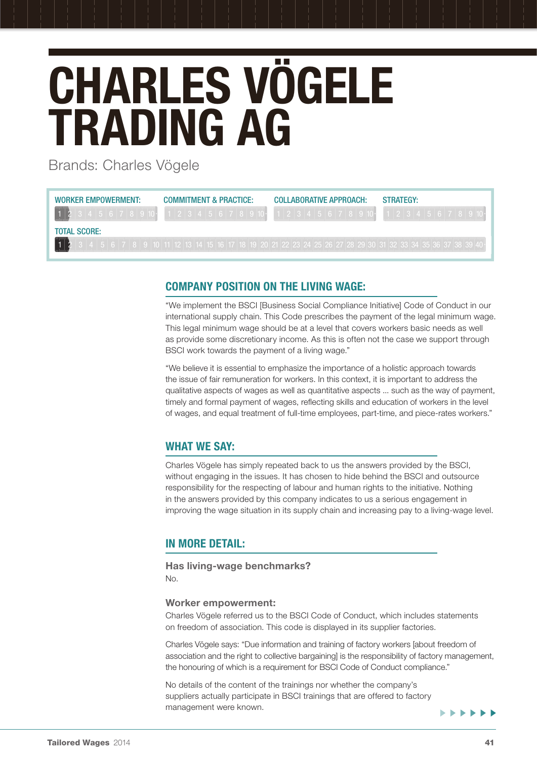# CHARLES VÖGELE TRADING AG

Brands: Charles Vögele

| WORKER EMPOWERMENT: | COMMITMENT & PRACTICE: | COLLABORATIVE APPROACH: | STRATEGY: |
|---|---|---|---|
| 1 | | | |

TOTAL SCORE: 1

## COMPANY POSITION ON THE LIVING WAGE:

"We implement the BSCI [Business Social Compliance Initiative] Code of Conduct in our international supply chain. This Code prescribes the payment of the legal minimum wage. This legal minimum wage should be at a level that covers workers basic needs as well as provide some discretionary income. As this is often not the case we support through BSCI work towards the payment of a living wage."

"We believe it is essential to emphasize the importance of a holistic approach towards the issue of fair remuneration for workers. In this context, it is important to address the qualitative aspects of wages as well as quantitative aspects ... such as the way of payment, timely and formal payment of wages, reflecting skills and education of workers in the level of wages, and equal treatment of full-time employees, part-time, and piece-rates workers."

## WHAT WE SAY:

Charles Vögele has simply repeated back to us the answers provided by the BSCI, without engaging in the issues. It has chosen to hide behind the BSCI and outsource responsibility for the respecting of labour and human rights to the initiative. Nothing in the answers provided by this company indicates to us a serious engagement in improving the wage situation in its supply chain and increasing pay to a living-wage level.

## IN MORE DETAIL:

### Has living-wage benchmarks?

No.

### Worker empowerment:

Charles Vögele referred us to the BSCI Code of Conduct, which includes statements on freedom of association. This code is displayed in its supplier factories.

Charles Vögele says: "Due information and training of factory workers [about freedom of association and the right to collective bargaining] is the responsibility of factory management, the honouring of which is a requirement for BSCI Code of Conduct compliance."

No details of the content of the trainings nor whether the company's suppliers actually participate in BSCI trainings that are offered to factory management were known.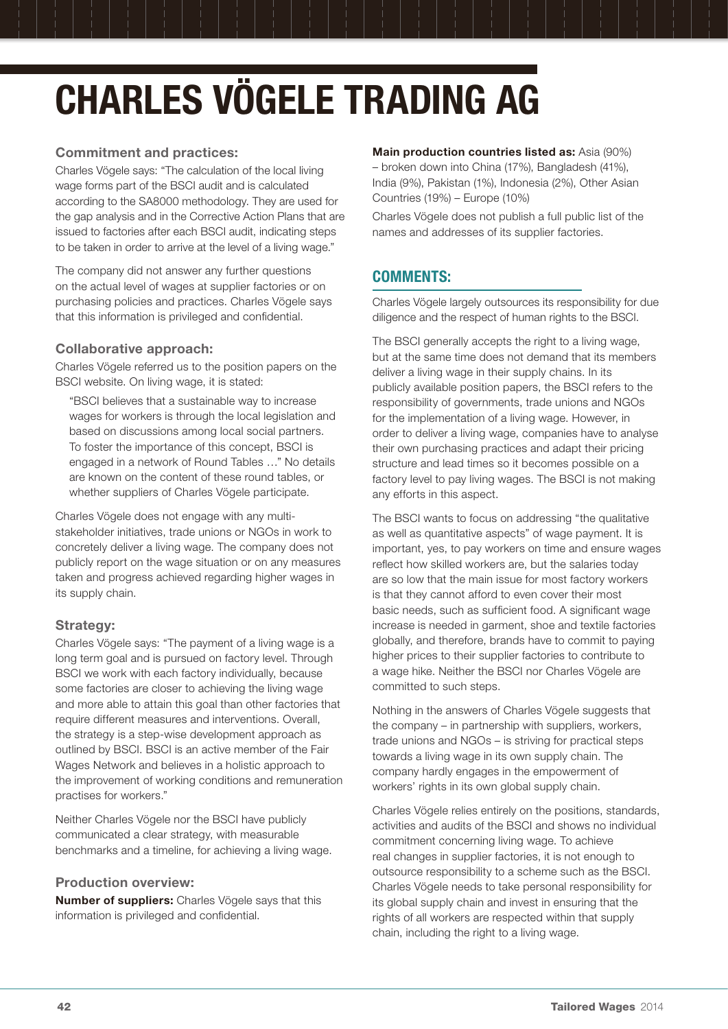# CHARLES VÖGELE TRADING AG

### Commitment and practices:

Charles Vögele says: "The calculation of the local living wage forms part of the BSCI audit and is calculated according to the SA8000 methodology. They are used for the gap analysis and in the Corrective Action Plans that are issued to factories after each BSCI audit, indicating steps to be taken in order to arrive at the level of a living wage."

The company did not answer any further questions on the actual level of wages at supplier factories or on purchasing policies and practices. Charles Vögele says that this information is privileged and confidential.

### Collaborative approach:

Charles Vögele referred us to the position papers on the BSCI website. On living wage, it is stated:

> "BSCI believes that a sustainable way to increase wages for workers is through the local legislation and based on discussions among local social partners. To foster the importance of this concept, BSCI is engaged in a network of Round Tables …" No details are known on the content of these round tables, or whether suppliers of Charles Vögele participate.

Charles Vögele does not engage with any multi-stakeholder initiatives, trade unions or NGOs in work to concretely deliver a living wage. The company does not publicly report on the wage situation or on any measures taken and progress achieved regarding higher wages in its supply chain.

### Strategy:

Charles Vögele says: "The payment of a living wage is a long term goal and is pursued on factory level. Through BSCI we work with each factory individually, because some factories are closer to achieving the living wage and more able to attain this goal than other factories that require different measures and interventions. Overall, the strategy is a step-wise development approach as outlined by BSCI. BSCI is an active member of the Fair Wages Network and believes in a holistic approach to the improvement of working conditions and remuneration practises for workers."

Neither Charles Vögele nor the BSCI have publicly communicated a clear strategy, with measurable benchmarks and a timeline, for achieving a living wage.

### Production overview:

**Number of suppliers:** Charles Vögele says that this information is privileged and confidential.

**Main production countries listed as:** Asia (90%) – broken down into China (17%), Bangladesh (41%), India (9%), Pakistan (1%), Indonesia (2%), Other Asian Countries (19%) – Europe (10%)

Charles Vögele does not publish a full public list of the names and addresses of its supplier factories.

## COMMENTS:

Charles Vögele largely outsources its responsibility for due diligence and the respect of human rights to the BSCI.

The BSCI generally accepts the right to a living wage, but at the same time does not demand that its members deliver a living wage in their supply chains. In its publicly available position papers, the BSCI refers to the responsibility of governments, trade unions and NGOs for the implementation of a living wage. However, in order to deliver a living wage, companies have to analyse their own purchasing practices and adapt their pricing structure and lead times so it becomes possible on a factory level to pay living wages. The BSCI is not making any efforts in this aspect.

The BSCI wants to focus on addressing "the qualitative as well as quantitative aspects" of wage payment. It is important, yes, to pay workers on time and ensure wages reflect how skilled workers are, but the salaries today are so low that the main issue for most factory workers is that they cannot afford to even cover their most basic needs, such as sufficient food. A significant wage increase is needed in garment, shoe and textile factories globally, and therefore, brands have to commit to paying higher prices to their supplier factories to contribute to a wage hike. Neither the BSCI nor Charles Vögele are committed to such steps.

Nothing in the answers of Charles Vögele suggests that the company – in partnership with suppliers, workers, trade unions and NGOs – is striving for practical steps towards a living wage in its own supply chain. The company hardly engages in the empowerment of workers' rights in its own global supply chain.

Charles Vögele relies entirely on the positions, standards, activities and audits of the BSCI and shows no individual commitment concerning living wage. To achieve real changes in supplier factories, it is not enough to outsource responsibility to a scheme such as the BSCI. Charles Vögele needs to take personal responsibility for its global supply chain and invest in ensuring that the rights of all workers are respected within that supply chain, including the right to a living wage.